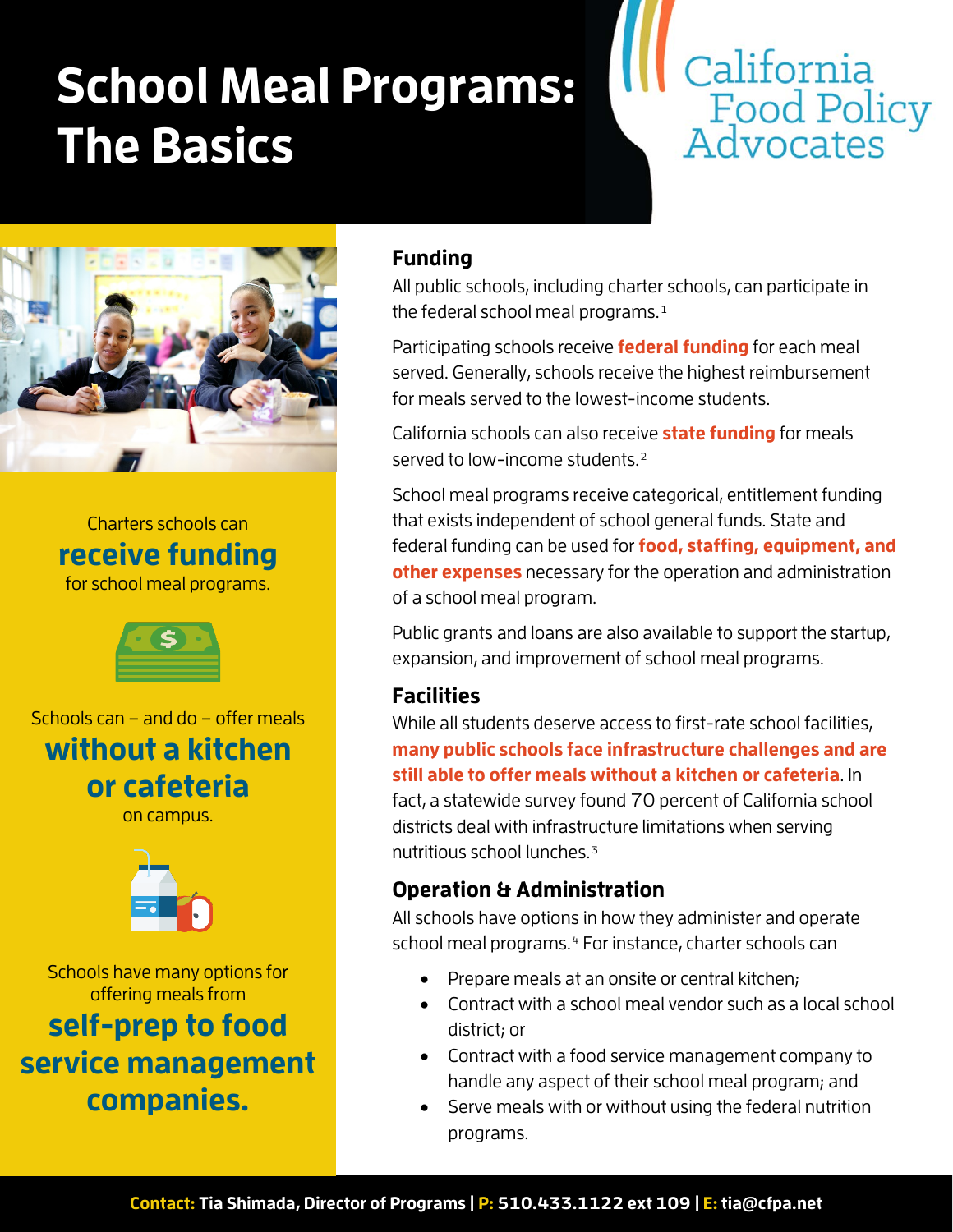# School Meal Programs: The Basics

California Food Policy Advocates

Charters schools can **receive funding** for school meal programs.

Schools can – and do – offer meals **without a kitchen or cafeteria** on campus.

Schools have many options for offering meals from **self-prep to food service management companies.**

## Funding

All public schools, including charter schools, can participate in the federal school meal programs.[1]

Participating schools receive **federal funding** for each meal served. Generally, schools receive the highest reimbursement for meals served to the lowest-income students.

California schools can also receive **state funding** for meals served to low-income students.[2]

School meal programs receive categorical, entitlement funding that exists independent of school general funds. State and federal funding can be used for **food, staffing, equipment, and other expenses** necessary for the operation and administration of a school meal program.

Public grants and loans are also available to support the startup, expansion, and improvement of school meal programs.

## Facilities

While all students deserve access to first-rate school facilities, **many public schools face infrastructure challenges and are still able to offer meals without a kitchen or cafeteria**. In fact, a statewide survey found 70 percent of California school districts deal with infrastructure limitations when serving nutritious school lunches.[3]

## Operation & Administration

All schools have options in how they administer and operate school meal programs.[4] For instance, charter schools can

- Prepare meals at an onsite or central kitchen;
- Contract with a school meal vendor such as a local school district; or
- Contract with a food service management company to handle any aspect of their school meal program; and
- Serve meals with or without using the federal nutrition programs.

**Contact:** Tia Shimada, Director of Programs | **P:** 510.433.1122 ext 109 | **E:** tia@cfpa.net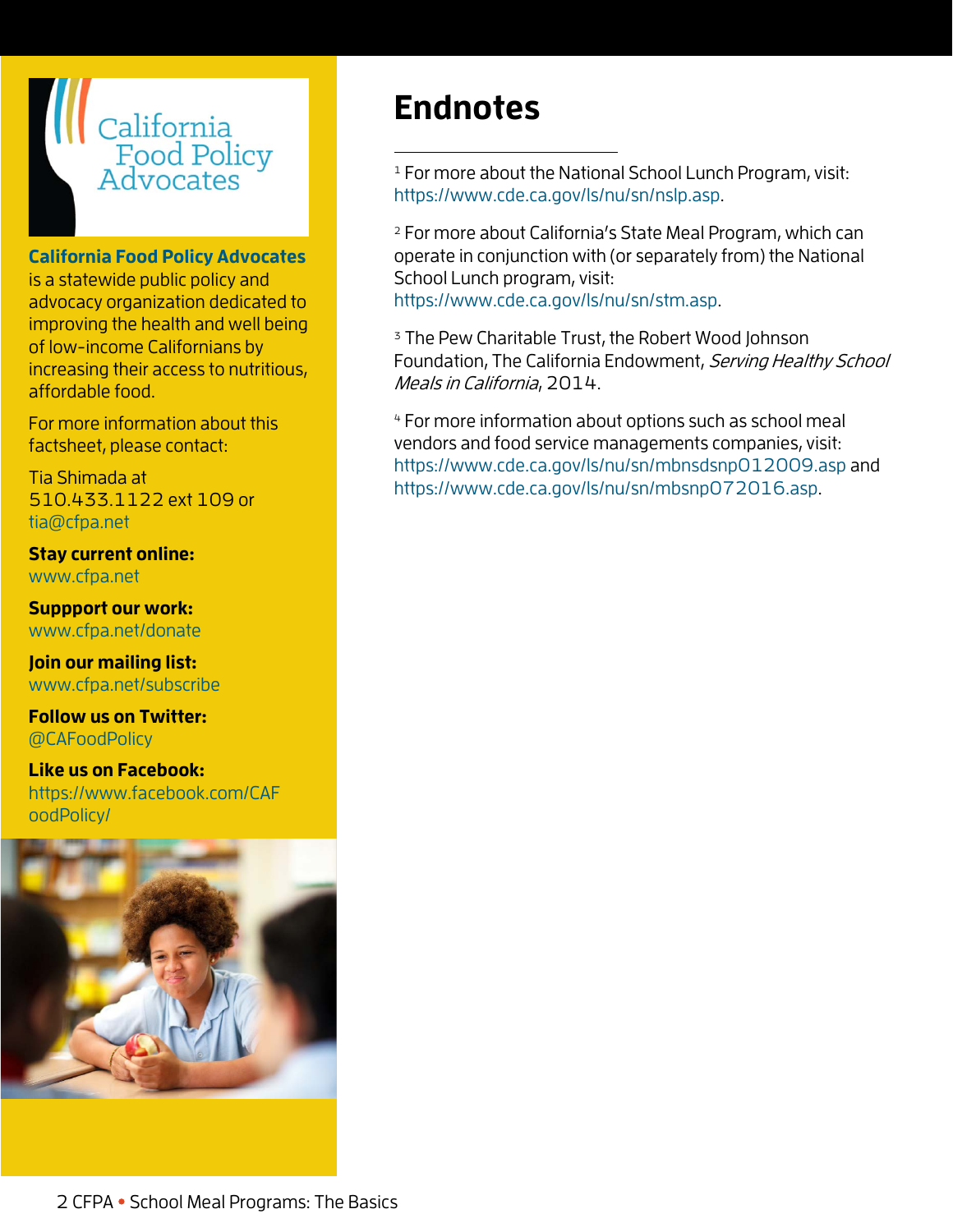California Food Policy Advocates

**California Food Policy Advocates** is a statewide public policy and advocacy organization dedicated to improving the health and well being of low-income Californians by increasing their access to nutritious, affordable food.

For more information about this factsheet, please contact:

Tia Shimada at 510.433.1122 ext 109 or tia@cfpa.net

**Stay current online:** www.cfpa.net

**Suppport our work:** www.cfpa.net/donate

**Join our mailing list:** www.cfpa.net/subscribe

**Follow us on Twitter:** @CAFoodPolicy

**Like us on Facebook:** https://www.facebook.com/CAFoodPolicy/

# Endnotes

[1] For more about the National School Lunch Program, visit: https://www.cde.ca.gov/ls/nu/sn/nslp.asp.

[2] For more about California's State Meal Program, which can operate in conjunction with (or separately from) the National School Lunch program, visit: https://www.cde.ca.gov/ls/nu/sn/stm.asp.

[3] The Pew Charitable Trust, the Robert Wood Johnson Foundation, The California Endowment, *Serving Healthy School Meals in California*, 2014.

[4] For more information about options such as school meal vendors and food service managements companies, visit: https://www.cde.ca.gov/ls/nu/sn/mbnsdsnp012009.asp and https://www.cde.ca.gov/ls/nu/sn/mbsnp072016.asp.